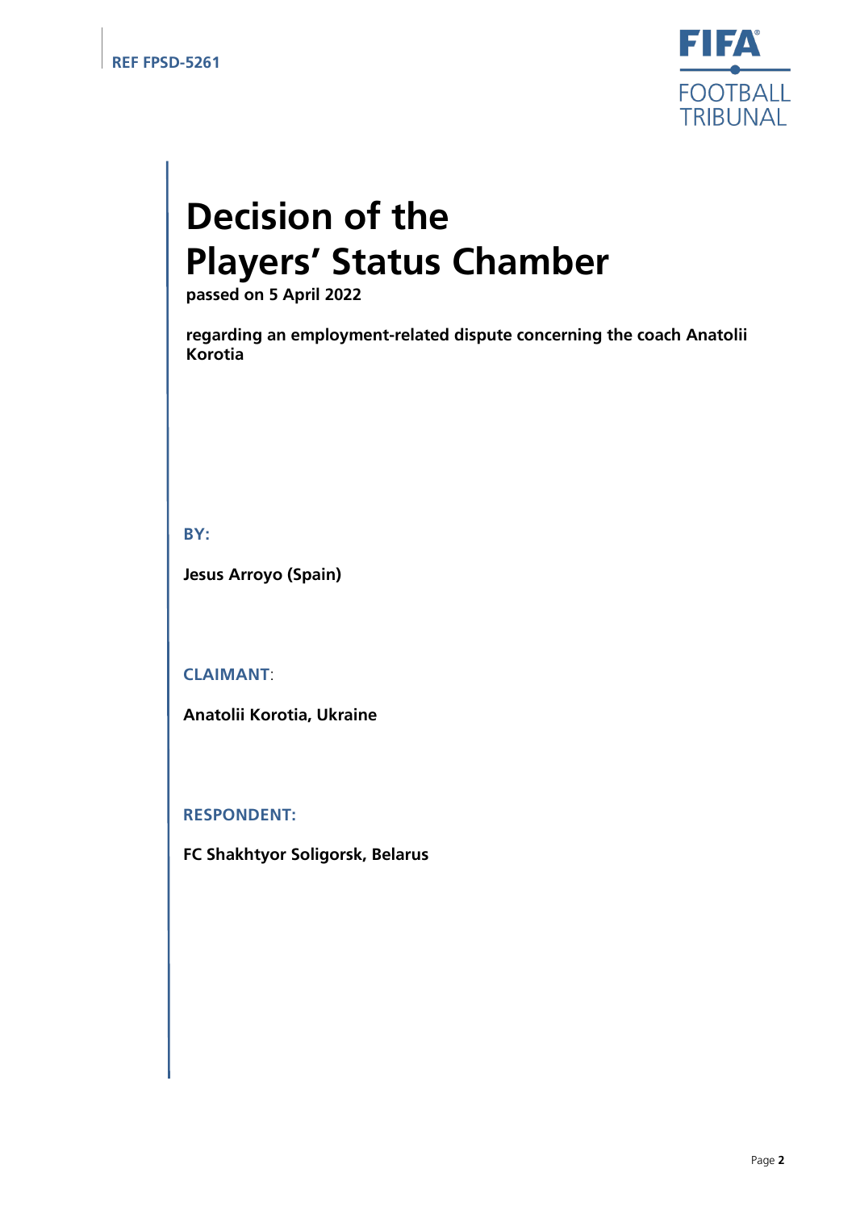REF FPSD-5261

FIFA FOOTBALL TRIBUNAL

# Decision of the Players' Status Chamber

**passed on 5 April 2022**

**regarding an employment-related dispute concerning the coach Anatolii Korotia**

**BY:**

**Jesus Arroyo (Spain)**

**CLAIMANT:**

**Anatolii Korotia, Ukraine**

**RESPONDENT:**

**FC Shakhtyor Soligorsk, Belarus**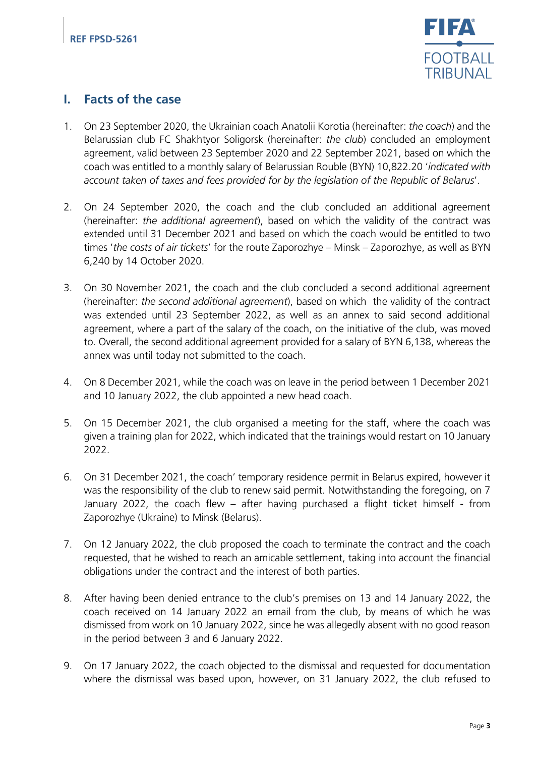## I. Facts of the case

1. On 23 September 2020, the Ukrainian coach Anatolii Korotia (hereinafter: *the coach*) and the Belarussian club FC Shakhtyor Soligorsk (hereinafter: *the club*) concluded an employment agreement, valid between 23 September 2020 and 22 September 2021, based on which the coach was entitled to a monthly salary of Belarussian Rouble (BYN) 10,822.20 '*indicated with account taken of taxes and fees provided for by the legislation of the Republic of Belarus*'.

2. On 24 September 2020, the coach and the club concluded an additional agreement (hereinafter: *the additional agreement*), based on which the validity of the contract was extended until 31 December 2021 and based on which the coach would be entitled to two times '*the costs of air tickets*' for the route Zaporozhye – Minsk – Zaporozhye, as well as BYN 6,240 by 14 October 2020.

3. On 30 November 2021, the coach and the club concluded a second additional agreement (hereinafter: *the second additional agreement*), based on which the validity of the contract was extended until 23 September 2022, as well as an annex to said second additional agreement, where a part of the salary of the coach, on the initiative of the club, was moved to. Overall, the second additional agreement provided for a salary of BYN 6,138, whereas the annex was until today not submitted to the coach.

4. On 8 December 2021, while the coach was on leave in the period between 1 December 2021 and 10 January 2022, the club appointed a new head coach.

5. On 15 December 2021, the club organised a meeting for the staff, where the coach was given a training plan for 2022, which indicated that the trainings would restart on 10 January 2022.

6. On 31 December 2021, the coach' temporary residence permit in Belarus expired, however it was the responsibility of the club to renew said permit. Notwithstanding the foregoing, on 7 January 2022, the coach flew – after having purchased a flight ticket himself - from Zaporozhye (Ukraine) to Minsk (Belarus).

7. On 12 January 2022, the club proposed the coach to terminate the contract and the coach requested, that he wished to reach an amicable settlement, taking into account the financial obligations under the contract and the interest of both parties.

8. After having been denied entrance to the club's premises on 13 and 14 January 2022, the coach received on 14 January 2022 an email from the club, by means of which he was dismissed from work on 10 January 2022, since he was allegedly absent with no good reason in the period between 3 and 6 January 2022.

9. On 17 January 2022, the coach objected to the dismissal and requested for documentation where the dismissal was based upon, however, on 31 January 2022, the club refused to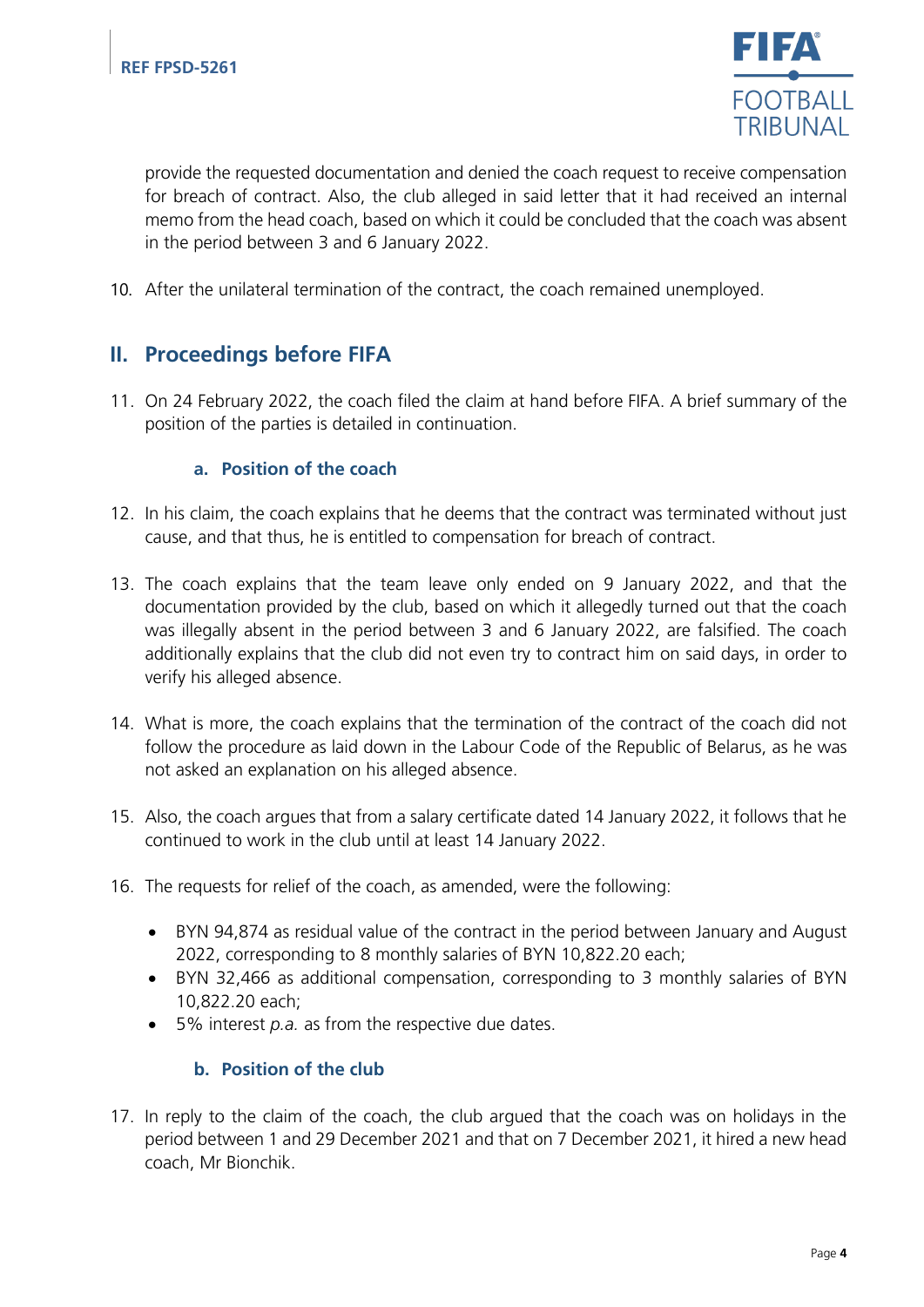provide the requested documentation and denied the coach request to receive compensation for breach of contract. Also, the club alleged in said letter that it had received an internal memo from the head coach, based on which it could be concluded that the coach was absent in the period between 3 and 6 January 2022.

10. After the unilateral termination of the contract, the coach remained unemployed.

## II. Proceedings before FIFA

11. On 24 February 2022, the coach filed the claim at hand before FIFA. A brief summary of the position of the parties is detailed in continuation.

### a. Position of the coach

12. In his claim, the coach explains that he deems that the contract was terminated without just cause, and that thus, he is entitled to compensation for breach of contract.

13. The coach explains that the team leave only ended on 9 January 2022, and that the documentation provided by the club, based on which it allegedly turned out that the coach was illegally absent in the period between 3 and 6 January 2022, are falsified. The coach additionally explains that the club did not even try to contract him on said days, in order to verify his alleged absence.

14. What is more, the coach explains that the termination of the contract of the coach did not follow the procedure as laid down in the Labour Code of the Republic of Belarus, as he was not asked an explanation on his alleged absence.

15. Also, the coach argues that from a salary certificate dated 14 January 2022, it follows that he continued to work in the club until at least 14 January 2022.

16. The requests for relief of the coach, as amended, were the following:

   - BYN 94,874 as residual value of the contract in the period between January and August 2022, corresponding to 8 monthly salaries of BYN 10,822.20 each;
   - BYN 32,466 as additional compensation, corresponding to 3 monthly salaries of BYN 10,822.20 each;
   - 5% interest *p.a.* as from the respective due dates.

### b. Position of the club

17. In reply to the claim of the coach, the club argued that the coach was on holidays in the period between 1 and 29 December 2021 and that on 7 December 2021, it hired a new head coach, Mr Bionchik.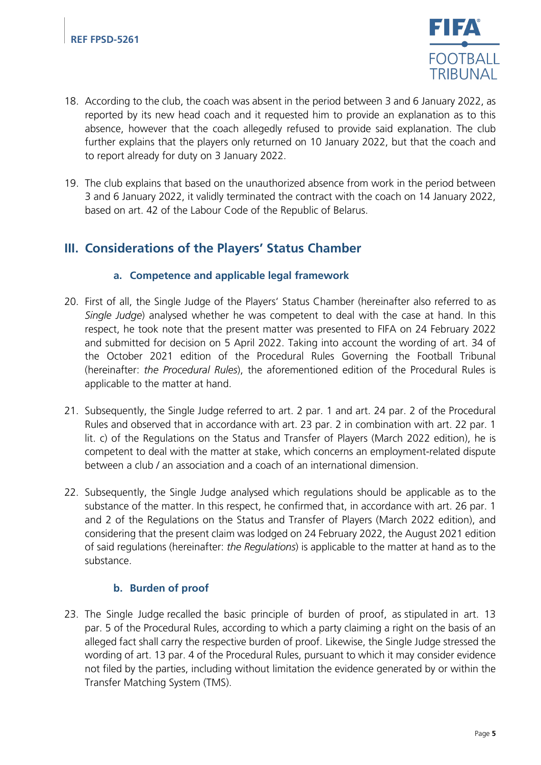18. According to the club, the coach was absent in the period between 3 and 6 January 2022, as reported by its new head coach and it requested him to provide an explanation as to this absence, however that the coach allegedly refused to provide said explanation. The club further explains that the players only returned on 10 January 2022, but that the coach and to report already for duty on 3 January 2022.

19. The club explains that based on the unauthorized absence from work in the period between 3 and 6 January 2022, it validly terminated the contract with the coach on 14 January 2022, based on art. 42 of the Labour Code of the Republic of Belarus.

## III. Considerations of the Players' Status Chamber

### a. Competence and applicable legal framework

20. First of all, the Single Judge of the Players' Status Chamber (hereinafter also referred to as *Single Judge*) analysed whether he was competent to deal with the case at hand. In this respect, he took note that the present matter was presented to FIFA on 24 February 2022 and submitted for decision on 5 April 2022. Taking into account the wording of art. 34 of the October 2021 edition of the Procedural Rules Governing the Football Tribunal (hereinafter: *the Procedural Rules*), the aforementioned edition of the Procedural Rules is applicable to the matter at hand.

21. Subsequently, the Single Judge referred to art. 2 par. 1 and art. 24 par. 2 of the Procedural Rules and observed that in accordance with art. 23 par. 2 in combination with art. 22 par. 1 lit. c) of the Regulations on the Status and Transfer of Players (March 2022 edition), he is competent to deal with the matter at stake, which concerns an employment-related dispute between a club / an association and a coach of an international dimension.

22. Subsequently, the Single Judge analysed which regulations should be applicable as to the substance of the matter. In this respect, he confirmed that, in accordance with art. 26 par. 1 and 2 of the Regulations on the Status and Transfer of Players (March 2022 edition), and considering that the present claim was lodged on 24 February 2022, the August 2021 edition of said regulations (hereinafter: *the Regulations*) is applicable to the matter at hand as to the substance.

### b. Burden of proof

23. The Single Judge recalled the basic principle of burden of proof, as stipulated in art. 13 par. 5 of the Procedural Rules, according to which a party claiming a right on the basis of an alleged fact shall carry the respective burden of proof. Likewise, the Single Judge stressed the wording of art. 13 par. 4 of the Procedural Rules, pursuant to which it may consider evidence not filed by the parties, including without limitation the evidence generated by or within the Transfer Matching System (TMS).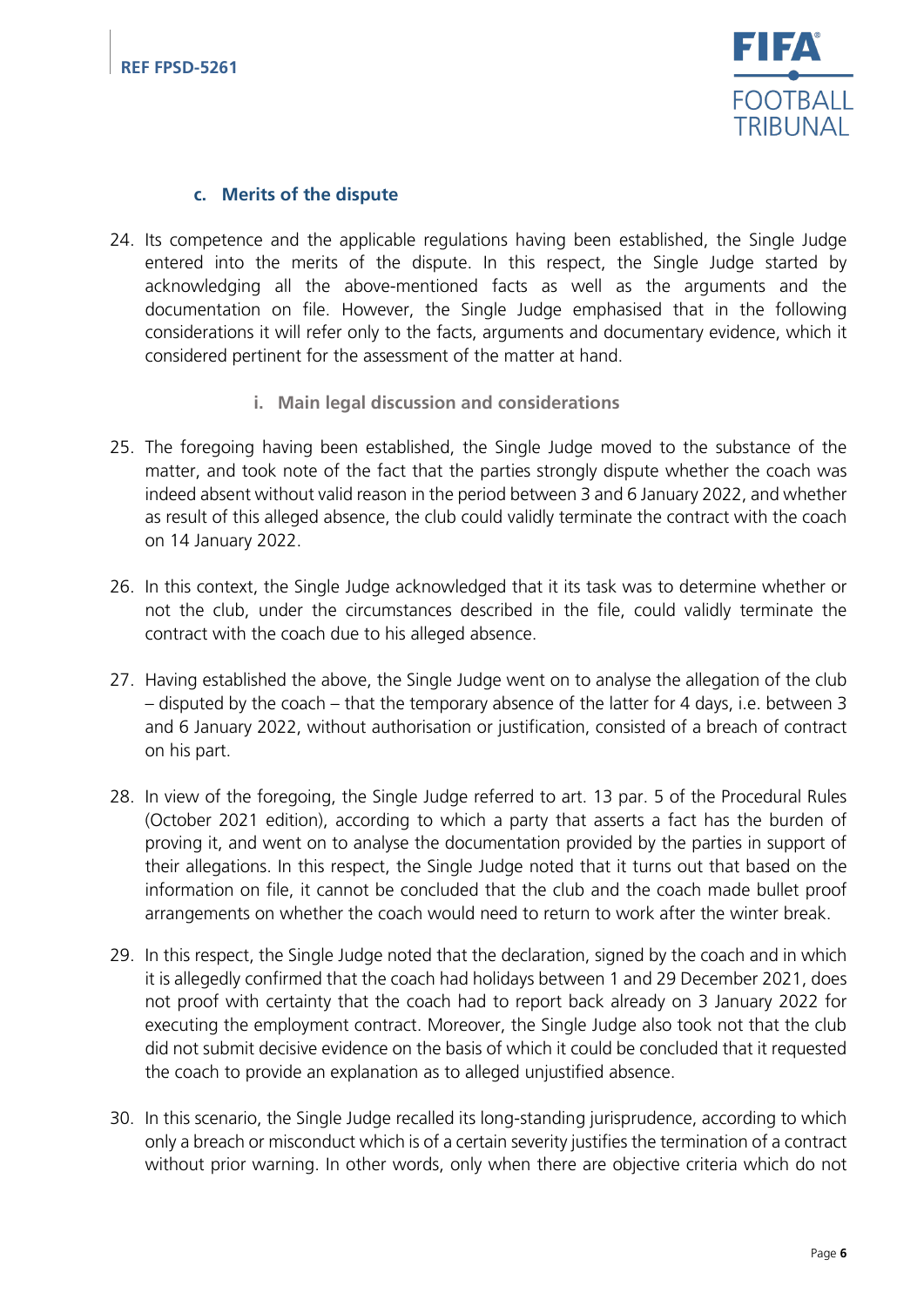### c. Merits of the dispute

24. Its competence and the applicable regulations having been established, the Single Judge entered into the merits of the dispute. In this respect, the Single Judge started by acknowledging all the above-mentioned facts as well as the arguments and the documentation on file. However, the Single Judge emphasised that in the following considerations it will refer only to the facts, arguments and documentary evidence, which it considered pertinent for the assessment of the matter at hand.

#### i. Main legal discussion and considerations

25. The foregoing having been established, the Single Judge moved to the substance of the matter, and took note of the fact that the parties strongly dispute whether the coach was indeed absent without valid reason in the period between 3 and 6 January 2022, and whether as result of this alleged absence, the club could validly terminate the contract with the coach on 14 January 2022.

26. In this context, the Single Judge acknowledged that it its task was to determine whether or not the club, under the circumstances described in the file, could validly terminate the contract with the coach due to his alleged absence.

27. Having established the above, the Single Judge went on to analyse the allegation of the club – disputed by the coach – that the temporary absence of the latter for 4 days, i.e. between 3 and 6 January 2022, without authorisation or justification, consisted of a breach of contract on his part.

28. In view of the foregoing, the Single Judge referred to art. 13 par. 5 of the Procedural Rules (October 2021 edition), according to which a party that asserts a fact has the burden of proving it, and went on to analyse the documentation provided by the parties in support of their allegations. In this respect, the Single Judge noted that it turns out that based on the information on file, it cannot be concluded that the club and the coach made bullet proof arrangements on whether the coach would need to return to work after the winter break.

29. In this respect, the Single Judge noted that the declaration, signed by the coach and in which it is allegedly confirmed that the coach had holidays between 1 and 29 December 2021, does not proof with certainty that the coach had to report back already on 3 January 2022 for executing the employment contract. Moreover, the Single Judge also took not that the club did not submit decisive evidence on the basis of which it could be concluded that it requested the coach to provide an explanation as to alleged unjustified absence.

30. In this scenario, the Single Judge recalled its long-standing jurisprudence, according to which only a breach or misconduct which is of a certain severity justifies the termination of a contract without prior warning. In other words, only when there are objective criteria which do not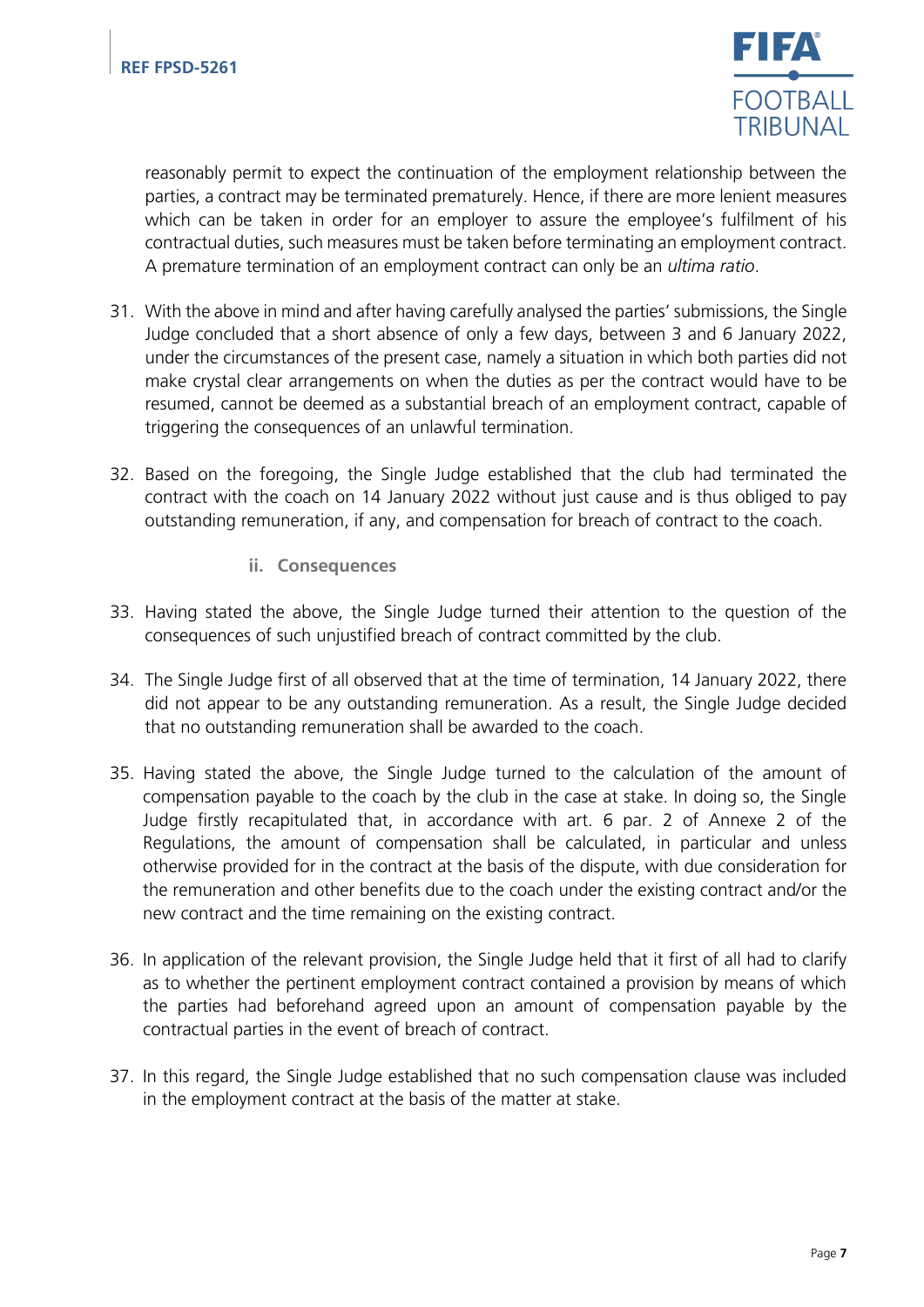reasonably permit to expect the continuation of the employment relationship between the parties, a contract may be terminated prematurely. Hence, if there are more lenient measures which can be taken in order for an employer to assure the employee's fulfilment of his contractual duties, such measures must be taken before terminating an employment contract. A premature termination of an employment contract can only be an *ultima ratio*.

31. With the above in mind and after having carefully analysed the parties' submissions, the Single Judge concluded that a short absence of only a few days, between 3 and 6 January 2022, under the circumstances of the present case, namely a situation in which both parties did not make crystal clear arrangements on when the duties as per the contract would have to be resumed, cannot be deemed as a substantial breach of an employment contract, capable of triggering the consequences of an unlawful termination.

32. Based on the foregoing, the Single Judge established that the club had terminated the contract with the coach on 14 January 2022 without just cause and is thus obliged to pay outstanding remuneration, if any, and compensation for breach of contract to the coach.

#### ii. Consequences

33. Having stated the above, the Single Judge turned their attention to the question of the consequences of such unjustified breach of contract committed by the club.

34. The Single Judge first of all observed that at the time of termination, 14 January 2022, there did not appear to be any outstanding remuneration. As a result, the Single Judge decided that no outstanding remuneration shall be awarded to the coach.

35. Having stated the above, the Single Judge turned to the calculation of the amount of compensation payable to the coach by the club in the case at stake. In doing so, the Single Judge firstly recapitulated that, in accordance with art. 6 par. 2 of Annexe 2 of the Regulations, the amount of compensation shall be calculated, in particular and unless otherwise provided for in the contract at the basis of the dispute, with due consideration for the remuneration and other benefits due to the coach under the existing contract and/or the new contract and the time remaining on the existing contract.

36. In application of the relevant provision, the Single Judge held that it first of all had to clarify as to whether the pertinent employment contract contained a provision by means of which the parties had beforehand agreed upon an amount of compensation payable by the contractual parties in the event of breach of contract.

37. In this regard, the Single Judge established that no such compensation clause was included in the employment contract at the basis of the matter at stake.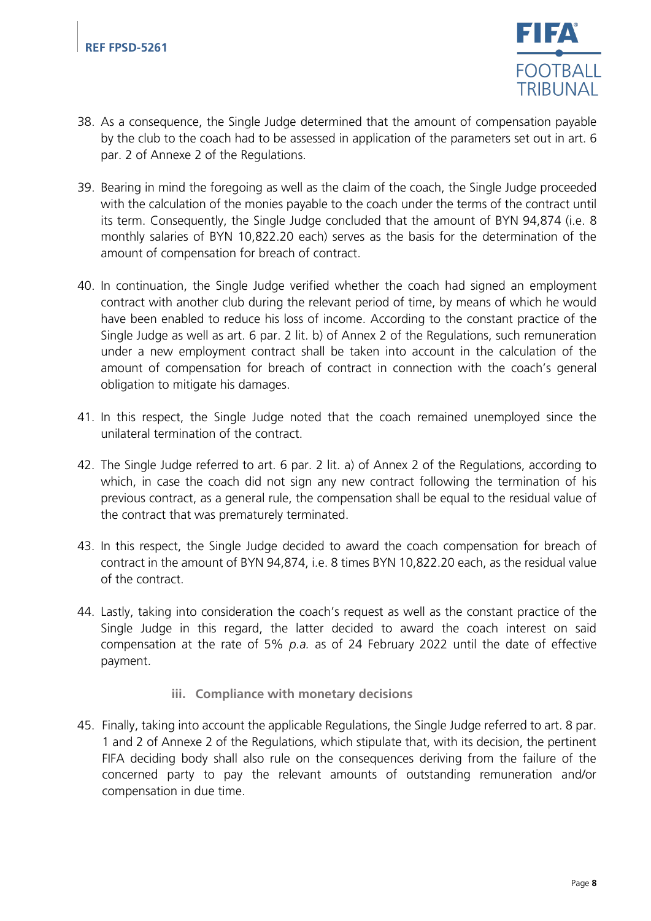38. As a consequence, the Single Judge determined that the amount of compensation payable by the club to the coach had to be assessed in application of the parameters set out in art. 6 par. 2 of Annexe 2 of the Regulations.

39. Bearing in mind the foregoing as well as the claim of the coach, the Single Judge proceeded with the calculation of the monies payable to the coach under the terms of the contract until its term. Consequently, the Single Judge concluded that the amount of BYN 94,874 (i.e. 8 monthly salaries of BYN 10,822.20 each) serves as the basis for the determination of the amount of compensation for breach of contract.

40. In continuation, the Single Judge verified whether the coach had signed an employment contract with another club during the relevant period of time, by means of which he would have been enabled to reduce his loss of income. According to the constant practice of the Single Judge as well as art. 6 par. 2 lit. b) of Annex 2 of the Regulations, such remuneration under a new employment contract shall be taken into account in the calculation of the amount of compensation for breach of contract in connection with the coach's general obligation to mitigate his damages.

41. In this respect, the Single Judge noted that the coach remained unemployed since the unilateral termination of the contract.

42. The Single Judge referred to art. 6 par. 2 lit. a) of Annex 2 of the Regulations, according to which, in case the coach did not sign any new contract following the termination of his previous contract, as a general rule, the compensation shall be equal to the residual value of the contract that was prematurely terminated.

43. In this respect, the Single Judge decided to award the coach compensation for breach of contract in the amount of BYN 94,874, i.e. 8 times BYN 10,822.20 each, as the residual value of the contract.

44. Lastly, taking into consideration the coach's request as well as the constant practice of the Single Judge in this regard, the latter decided to award the coach interest on said compensation at the rate of 5% *p.a.* as of 24 February 2022 until the date of effective payment.

### iii. Compliance with monetary decisions

45. Finally, taking into account the applicable Regulations, the Single Judge referred to art. 8 par. 1 and 2 of Annexe 2 of the Regulations, which stipulate that, with its decision, the pertinent FIFA deciding body shall also rule on the consequences deriving from the failure of the concerned party to pay the relevant amounts of outstanding remuneration and/or compensation in due time.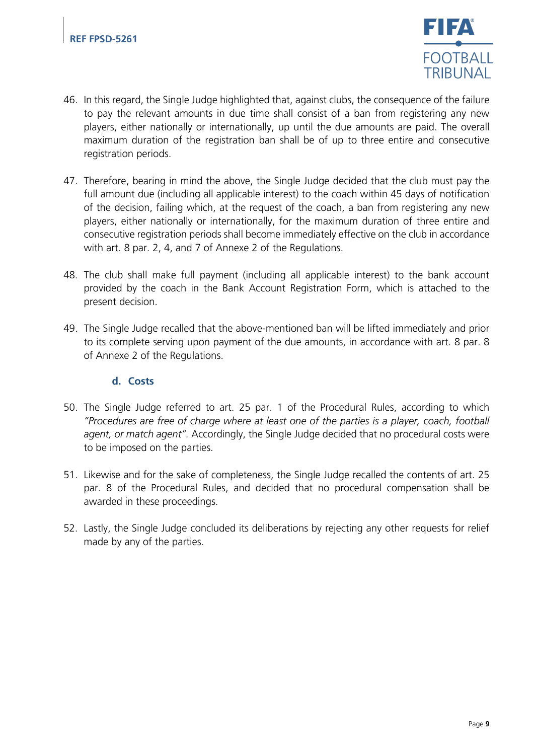46. In this regard, the Single Judge highlighted that, against clubs, the consequence of the failure to pay the relevant amounts in due time shall consist of a ban from registering any new players, either nationally or internationally, up until the due amounts are paid. The overall maximum duration of the registration ban shall be of up to three entire and consecutive registration periods.

47. Therefore, bearing in mind the above, the Single Judge decided that the club must pay the full amount due (including all applicable interest) to the coach within 45 days of notification of the decision, failing which, at the request of the coach, a ban from registering any new players, either nationally or internationally, for the maximum duration of three entire and consecutive registration periods shall become immediately effective on the club in accordance with art. 8 par. 2, 4, and 7 of Annexe 2 of the Regulations.

48. The club shall make full payment (including all applicable interest) to the bank account provided by the coach in the Bank Account Registration Form, which is attached to the present decision.

49. The Single Judge recalled that the above-mentioned ban will be lifted immediately and prior to its complete serving upon payment of the due amounts, in accordance with art. 8 par. 8 of Annexe 2 of the Regulations.

### d. Costs

50. The Single Judge referred to art. 25 par. 1 of the Procedural Rules, according to which *"Procedures are free of charge where at least one of the parties is a player, coach, football agent, or match agent"*. Accordingly, the Single Judge decided that no procedural costs were to be imposed on the parties.

51. Likewise and for the sake of completeness, the Single Judge recalled the contents of art. 25 par. 8 of the Procedural Rules, and decided that no procedural compensation shall be awarded in these proceedings.

52. Lastly, the Single Judge concluded its deliberations by rejecting any other requests for relief made by any of the parties.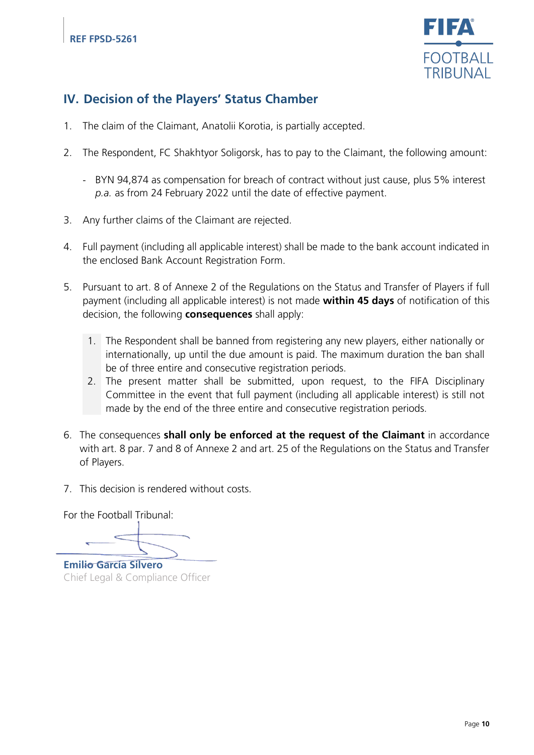## IV. Decision of the Players' Status Chamber

1. The claim of the Claimant, Anatolii Korotia, is partially accepted.

2. The Respondent, FC Shakhtyor Soligorsk, has to pay to the Claimant, the following amount:

   - BYN 94,874 as compensation for breach of contract without just cause, plus 5% interest *p.a.* as from 24 February 2022 until the date of effective payment.

3. Any further claims of the Claimant are rejected.

4. Full payment (including all applicable interest) shall be made to the bank account indicated in the enclosed Bank Account Registration Form.

5. Pursuant to art. 8 of Annexe 2 of the Regulations on the Status and Transfer of Players if full payment (including all applicable interest) is not made **within 45 days** of notification of this decision, the following **consequences** shall apply:

   1. The Respondent shall be banned from registering any new players, either nationally or internationally, up until the due amount is paid. The maximum duration the ban shall be of three entire and consecutive registration periods.
   2. The present matter shall be submitted, upon request, to the FIFA Disciplinary Committee in the event that full payment (including all applicable interest) is still not made by the end of the three entire and consecutive registration periods.

6. The consequences **shall only be enforced at the request of the Claimant** in accordance with art. 8 par. 7 and 8 of Annexe 2 and art. 25 of the Regulations on the Status and Transfer of Players.

7. This decision is rendered without costs.

For the Football Tribunal:

**Emilio García Silvero**
Chief Legal & Compliance Officer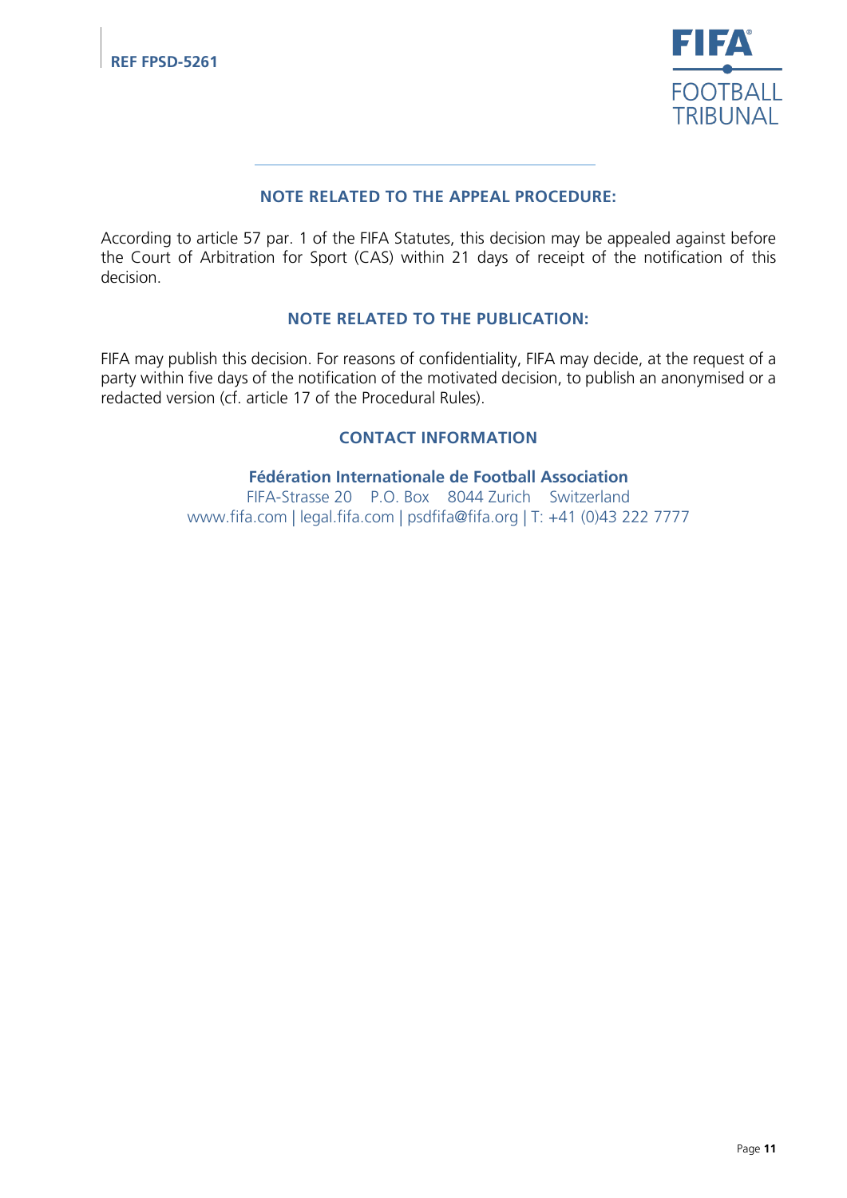## NOTE RELATED TO THE APPEAL PROCEDURE:

According to article 57 par. 1 of the FIFA Statutes, this decision may be appealed against before the Court of Arbitration for Sport (CAS) within 21 days of receipt of the notification of this decision.

## NOTE RELATED TO THE PUBLICATION:

FIFA may publish this decision. For reasons of confidentiality, FIFA may decide, at the request of a party within five days of the notification of the motivated decision, to publish an anonymised or a redacted version (cf. article 17 of the Procedural Rules).

## CONTACT INFORMATION

**Fédération Internationale de Football Association**
FIFA-Strasse 20 P.O. Box 8044 Zurich Switzerland
www.fifa.com | legal.fifa.com | psdfifa@fifa.org | T: +41 (0)43 222 7777